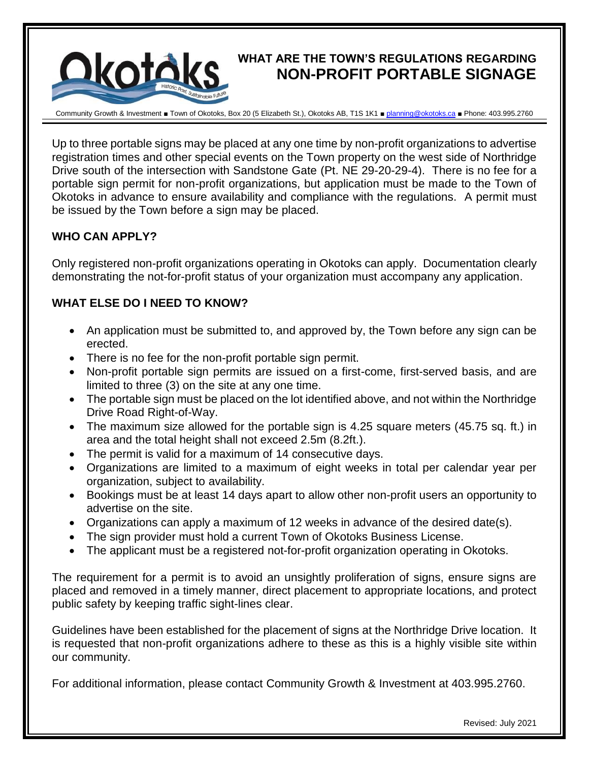# WHAT ARE THE TOWN'S REGULATIONS REGARDING NON-PROFIT PORTABLE SIGNAGE

Community Growth & Investment ■ Town of Okotoks, Box 20 (5 Elizabeth St.), Okotoks AB, T1S 1K1 ■ planning@okotoks.ca ■ Phone: 403.995.2760

Up to three portable signs may be placed at any one time by non-profit organizations to advertise registration times and other special events on the Town property on the west side of Northridge Drive south of the intersection with Sandstone Gate (Pt. NE 29-20-29-4). There is no fee for a portable sign permit for non-profit organizations, but application must be made to the Town of Okotoks in advance to ensure availability and compliance with the regulations. A permit must be issued by the Town before a sign may be placed.

## WHO CAN APPLY?

Only registered non-profit organizations operating in Okotoks can apply. Documentation clearly demonstrating the not-for-profit status of your organization must accompany any application.

## WHAT ELSE DO I NEED TO KNOW?

- An application must be submitted to, and approved by, the Town before any sign can be erected.
- There is no fee for the non-profit portable sign permit.
- Non-profit portable sign permits are issued on a first-come, first-served basis, and are limited to three (3) on the site at any one time.
- The portable sign must be placed on the lot identified above, and not within the Northridge Drive Road Right-of-Way.
- The maximum size allowed for the portable sign is 4.25 square meters (45.75 sq. ft.) in area and the total height shall not exceed 2.5m (8.2ft.).
- The permit is valid for a maximum of 14 consecutive days.
- Organizations are limited to a maximum of eight weeks in total per calendar year per organization, subject to availability.
- Bookings must be at least 14 days apart to allow other non-profit users an opportunity to advertise on the site.
- Organizations can apply a maximum of 12 weeks in advance of the desired date(s).
- The sign provider must hold a current Town of Okotoks Business License.
- The applicant must be a registered not-for-profit organization operating in Okotoks.

The requirement for a permit is to avoid an unsightly proliferation of signs, ensure signs are placed and removed in a timely manner, direct placement to appropriate locations, and protect public safety by keeping traffic sight-lines clear.

Guidelines have been established for the placement of signs at the Northridge Drive location. It is requested that non-profit organizations adhere to these as this is a highly visible site within our community.

For additional information, please contact Community Growth & Investment at 403.995.2760.

Revised: July 2021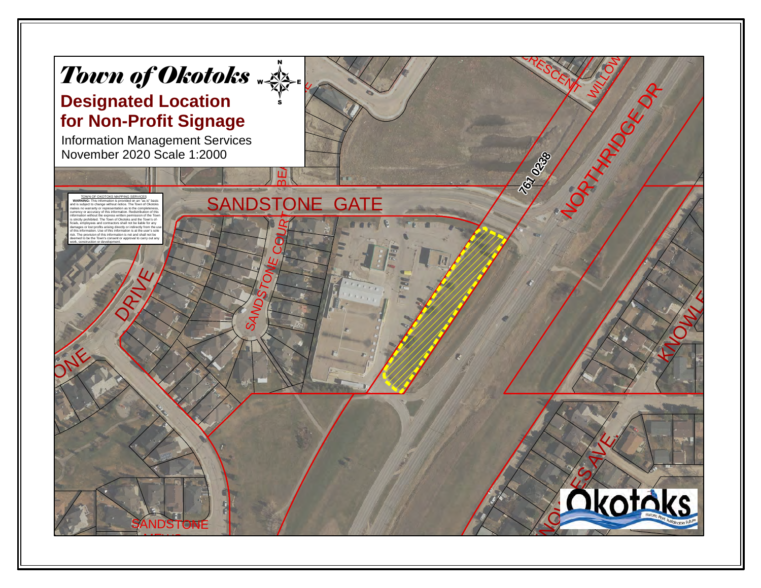# *Town of Okotoks*

## Designated Location for Non-Profit Signage

Information Management Services
November 2020 Scale 1:2000

TOWN OF OKOTOKS MAPPING SERVICES
**WARNING:** This information is provided on an "as is" basis and is subject to change without notice. The Town of Okotoks makes no warranty or representation as to the completeness, currency or accuracy of this information. Redistribution of this information without the express written permission of the Town is strictly prohibited. The Town of Okotoks and the Town's officials, employees and contractors shall not be liable for any damages or lost profits arising directly or indirectly from the use of this information. Use of this information is at the user's sole risk. The provision of this information is not and shall not be deemed to be the Town's consent or approval to carry out any work, construction or development.

SANDSTONE GATE

SANDSTONE COURT

DRIVE

NORTHRIDGE DR

761 0238

CRESCENT

WILLOW

KNOWLE

SANDSTONE

Okotoks
Historic Past, Sustainable Future